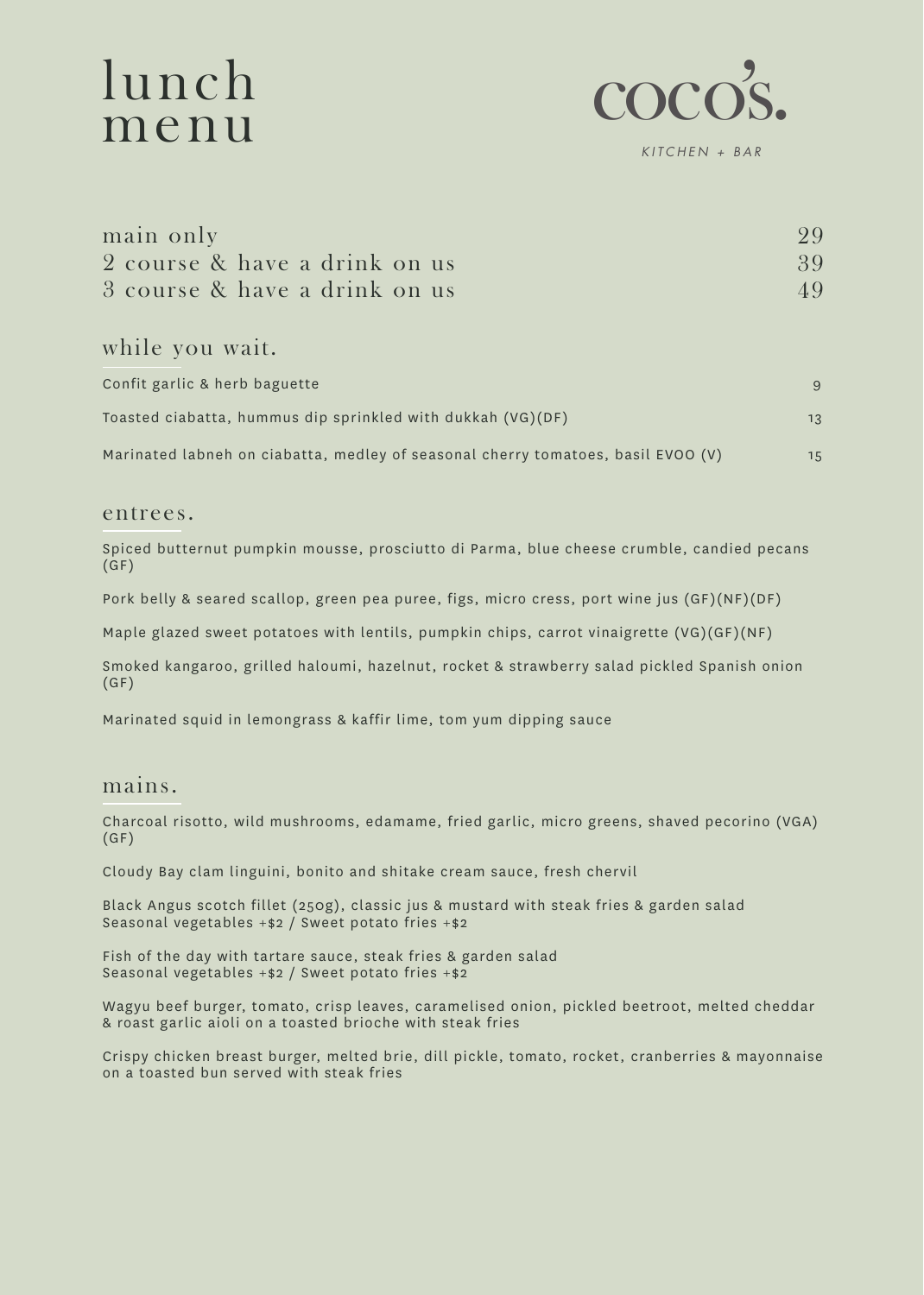# lunch menu

**coco's.**

*KITCHEN + BAR*

| | |
|---|---|
| main only | 29 |
| 2 course & have a drink on us | 39 |
| 3 course & have a drink on us | 49 |

## while you wait.

| | |
|---|---|
| Confit garlic & herb baguette | 9 |
| Toasted ciabatta, hummus dip sprinkled with dukkah (VG)(DF) | 13 |
| Marinated labneh on ciabatta, medley of seasonal cherry tomatoes, basil EVOO (V) | 15 |

## entrees.

Spiced butternut pumpkin mousse, prosciutto di Parma, blue cheese crumble, candied pecans (GF)

Pork belly & seared scallop, green pea puree, figs, micro cress, port wine jus (GF)(NF)(DF)

Maple glazed sweet potatoes with lentils, pumpkin chips, carrot vinaigrette (VG)(GF)(NF)

Smoked kangaroo, grilled haloumi, hazelnut, rocket & strawberry salad pickled Spanish onion (GF)

Marinated squid in lemongrass & kaffir lime, tom yum dipping sauce

## mains.

Charcoal risotto, wild mushrooms, edamame, fried garlic, micro greens, shaved pecorino (VGA)(GF)

Cloudy Bay clam linguini, bonito and shitake cream sauce, fresh chervil

Black Angus scotch fillet (250g), classic jus & mustard with steak fries & garden salad
Seasonal vegetables +$2 / Sweet potato fries +$2

Fish of the day with tartare sauce, steak fries & garden salad
Seasonal vegetables +$2 / Sweet potato fries +$2

Wagyu beef burger, tomato, crisp leaves, caramelised onion, pickled beetroot, melted cheddar & roast garlic aioli on a toasted brioche with steak fries

Crispy chicken breast burger, melted brie, dill pickle, tomato, rocket, cranberries & mayonnaise on a toasted bun served with steak fries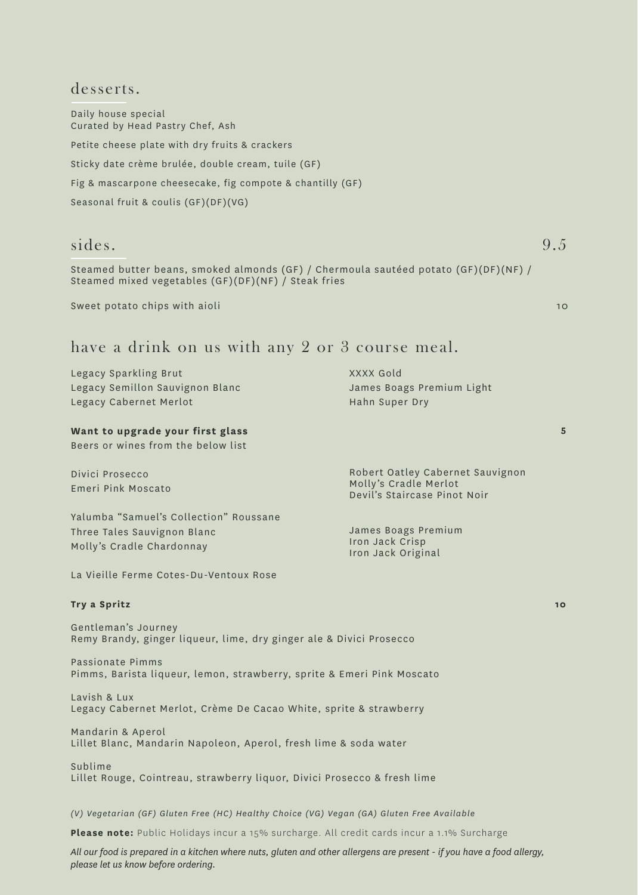## desserts.

Daily house special
Curated by Head Pastry Chef, Ash

Petite cheese plate with dry fruits & crackers

Sticky date crème brulée, double cream, tuile (GF)

Fig & mascarpone cheesecake, fig compote & chantilly (GF)

Seasonal fruit & coulis (GF)(DF)(VG)

## sides. 9.5

Steamed butter beans, smoked almonds (GF) / Chermoula sautéed potato (GF)(DF)(NF) / Steamed mixed vegetables (GF)(DF)(NF) / Steak fries

Sweet potato chips with aioli 10

## have a drink on us with any 2 or 3 course meal.

Legacy Sparkling Brut
Legacy Semillon Sauvignon Blanc
Legacy Cabernet Merlot

XXXX Gold
James Boags Premium Light
Hahn Super Dry

**Want to upgrade your first glass** **5**
Beers or wines from the below list

Divici Prosecco
Emeri Pink Moscato

Yalumba "Samuel's Collection" Roussane
Three Tales Sauvignon Blanc
Molly's Cradle Chardonnay

La Vieille Ferme Cotes-Du-Ventoux Rose

Robert Oatley Cabernet Sauvignon
Molly's Cradle Merlot
Devil's Staircase Pinot Noir

James Boags Premium
Iron Jack Crisp
Iron Jack Original

**Try a Spritz** **10**

Gentleman's Journey
Remy Brandy, ginger liqueur, lime, dry ginger ale & Divici Prosecco

Passionate Pimms
Pimms, Barista liqueur, lemon, strawberry, sprite & Emeri Pink Moscato

Lavish & Lux
Legacy Cabernet Merlot, Crème De Cacao White, sprite & strawberry

Mandarin & Aperol
Lillet Blanc, Mandarin Napoleon, Aperol, fresh lime & soda water

Sublime
Lillet Rouge, Cointreau, strawberry liquor, Divici Prosecco & fresh lime

*(V) Vegetarian (GF) Gluten Free (HC) Healthy Choice (VG) Vegan (GA) Gluten Free Available*

**Please note:** Public Holidays incur a 15% surcharge. All credit cards incur a 1.1% Surcharge

*All our food is prepared in a kitchen where nuts, gluten and other allergens are present - if you have a food allergy, please let us know before ordering.*